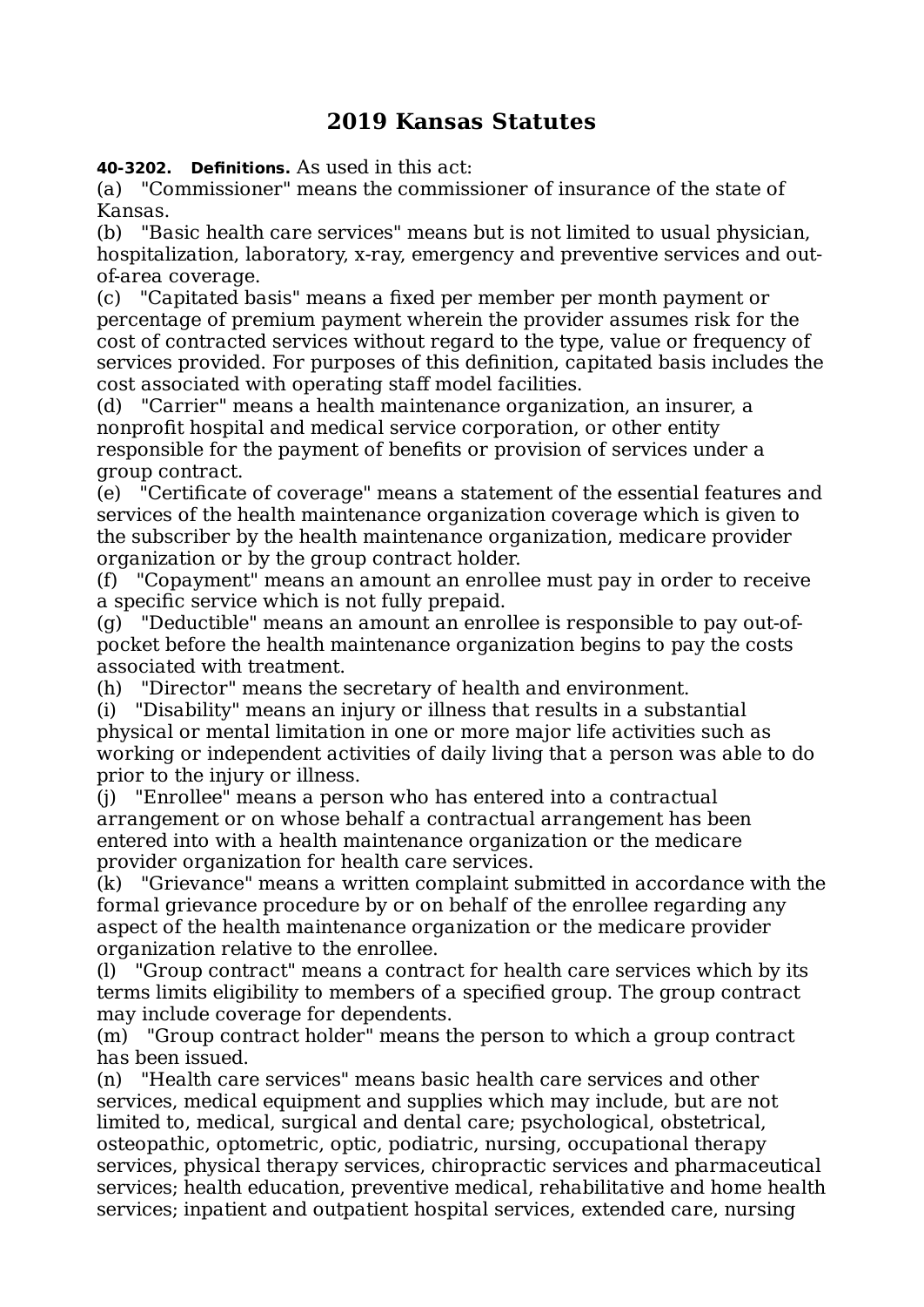# 2019 Kansas Statutes

**40-3202. Definitions.** As used in this act:

(a) "Commissioner" means the commissioner of insurance of the state of Kansas.

(b) "Basic health care services" means but is not limited to usual physician, hospitalization, laboratory, x-ray, emergency and preventive services and out-of-area coverage.

(c) "Capitated basis" means a fixed per member per month payment or percentage of premium payment wherein the provider assumes risk for the cost of contracted services without regard to the type, value or frequency of services provided. For purposes of this definition, capitated basis includes the cost associated with operating staff model facilities.

(d) "Carrier" means a health maintenance organization, an insurer, a nonprofit hospital and medical service corporation, or other entity responsible for the payment of benefits or provision of services under a group contract.

(e) "Certificate of coverage" means a statement of the essential features and services of the health maintenance organization coverage which is given to the subscriber by the health maintenance organization, medicare provider organization or by the group contract holder.

(f) "Copayment" means an amount an enrollee must pay in order to receive a specific service which is not fully prepaid.

(g) "Deductible" means an amount an enrollee is responsible to pay out-of-pocket before the health maintenance organization begins to pay the costs associated with treatment.

(h) "Director" means the secretary of health and environment.

(i) "Disability" means an injury or illness that results in a substantial physical or mental limitation in one or more major life activities such as working or independent activities of daily living that a person was able to do prior to the injury or illness.

(j) "Enrollee" means a person who has entered into a contractual arrangement or on whose behalf a contractual arrangement has been entered into with a health maintenance organization or the medicare provider organization for health care services.

(k) "Grievance" means a written complaint submitted in accordance with the formal grievance procedure by or on behalf of the enrollee regarding any aspect of the health maintenance organization or the medicare provider organization relative to the enrollee.

(l) "Group contract" means a contract for health care services which by its terms limits eligibility to members of a specified group. The group contract may include coverage for dependents.

(m) "Group contract holder" means the person to which a group contract has been issued.

(n) "Health care services" means basic health care services and other services, medical equipment and supplies which may include, but are not limited to, medical, surgical and dental care; psychological, obstetrical, osteopathic, optometric, optic, podiatric, nursing, occupational therapy services, physical therapy services, chiropractic services and pharmaceutical services; health education, preventive medical, rehabilitative and home health services; inpatient and outpatient hospital services, extended care, nursing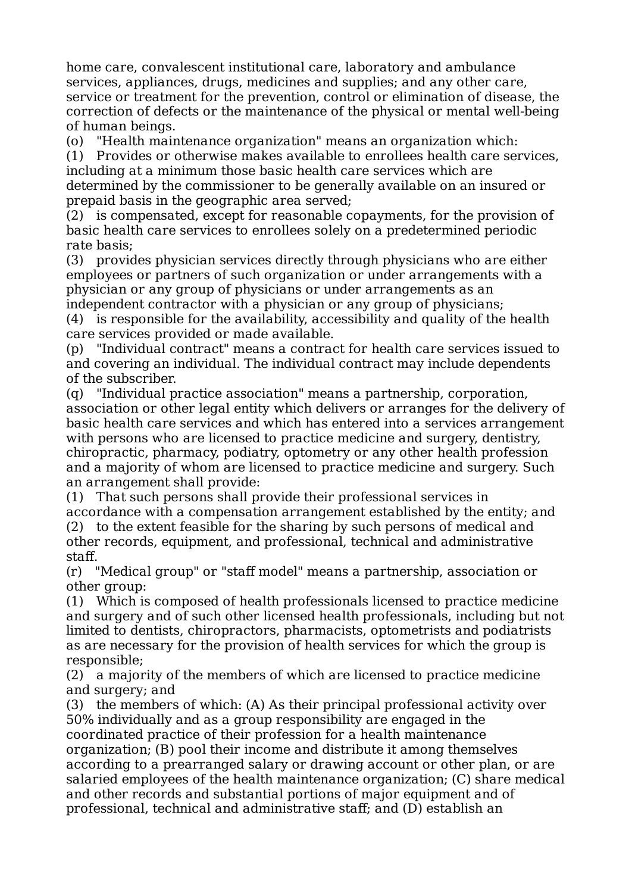home care, convalescent institutional care, laboratory and ambulance services, appliances, drugs, medicines and supplies; and any other care, service or treatment for the prevention, control or elimination of disease, the correction of defects or the maintenance of the physical or mental well-being of human beings.

(o) "Health maintenance organization" means an organization which:

(1) Provides or otherwise makes available to enrollees health care services, including at a minimum those basic health care services which are determined by the commissioner to be generally available on an insured or prepaid basis in the geographic area served;

(2) is compensated, except for reasonable copayments, for the provision of basic health care services to enrollees solely on a predetermined periodic rate basis;

(3) provides physician services directly through physicians who are either employees or partners of such organization or under arrangements with a physician or any group of physicians or under arrangements as an independent contractor with a physician or any group of physicians;

(4) is responsible for the availability, accessibility and quality of the health care services provided or made available.

(p) "Individual contract" means a contract for health care services issued to and covering an individual. The individual contract may include dependents of the subscriber.

(q) "Individual practice association" means a partnership, corporation, association or other legal entity which delivers or arranges for the delivery of basic health care services and which has entered into a services arrangement with persons who are licensed to practice medicine and surgery, dentistry, chiropractic, pharmacy, podiatry, optometry or any other health profession and a majority of whom are licensed to practice medicine and surgery. Such an arrangement shall provide:

(1) That such persons shall provide their professional services in accordance with a compensation arrangement established by the entity; and

(2) to the extent feasible for the sharing by such persons of medical and other records, equipment, and professional, technical and administrative staff.

(r) "Medical group" or "staff model" means a partnership, association or other group:

(1) Which is composed of health professionals licensed to practice medicine and surgery and of such other licensed health professionals, including but not limited to dentists, chiropractors, pharmacists, optometrists and podiatrists as are necessary for the provision of health services for which the group is responsible;

(2) a majority of the members of which are licensed to practice medicine and surgery; and

(3) the members of which: (A) As their principal professional activity over 50% individually and as a group responsibility are engaged in the coordinated practice of their profession for a health maintenance organization; (B) pool their income and distribute it among themselves according to a prearranged salary or drawing account or other plan, or are salaried employees of the health maintenance organization; (C) share medical and other records and substantial portions of major equipment and of professional, technical and administrative staff; and (D) establish an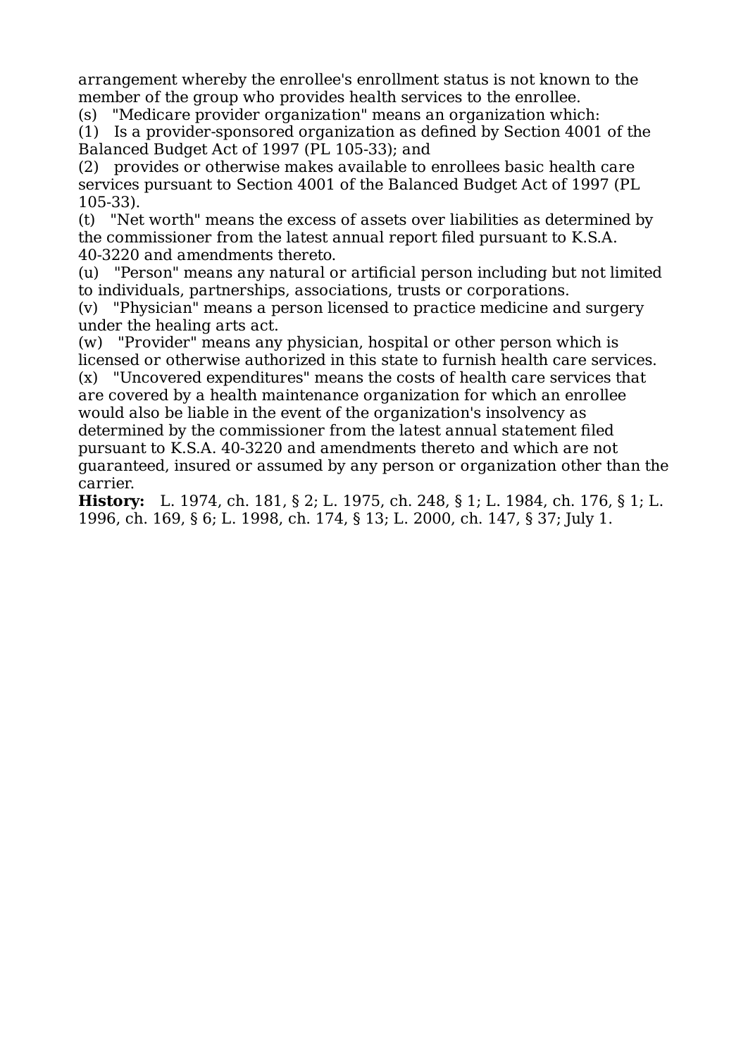arrangement whereby the enrollee's enrollment status is not known to the member of the group who provides health services to the enrollee.

(s) "Medicare provider organization" means an organization which:

(1) Is a provider-sponsored organization as defined by Section 4001 of the Balanced Budget Act of 1997 (PL 105-33); and

(2) provides or otherwise makes available to enrollees basic health care services pursuant to Section 4001 of the Balanced Budget Act of 1997 (PL 105-33).

(t) "Net worth" means the excess of assets over liabilities as determined by the commissioner from the latest annual report filed pursuant to K.S.A. 40-3220 and amendments thereto.

(u) "Person" means any natural or artificial person including but not limited to individuals, partnerships, associations, trusts or corporations.

(v) "Physician" means a person licensed to practice medicine and surgery under the healing arts act.

(w) "Provider" means any physician, hospital or other person which is licensed or otherwise authorized in this state to furnish health care services.

(x) "Uncovered expenditures" means the costs of health care services that are covered by a health maintenance organization for which an enrollee would also be liable in the event of the organization's insolvency as determined by the commissioner from the latest annual statement filed pursuant to K.S.A. 40-3220 and amendments thereto and which are not guaranteed, insured or assumed by any person or organization other than the carrier.

**History:** L. 1974, ch. 181, § 2; L. 1975, ch. 248, § 1; L. 1984, ch. 176, § 1; L. 1996, ch. 169, § 6; L. 1998, ch. 174, § 13; L. 2000, ch. 147, § 37; July 1.